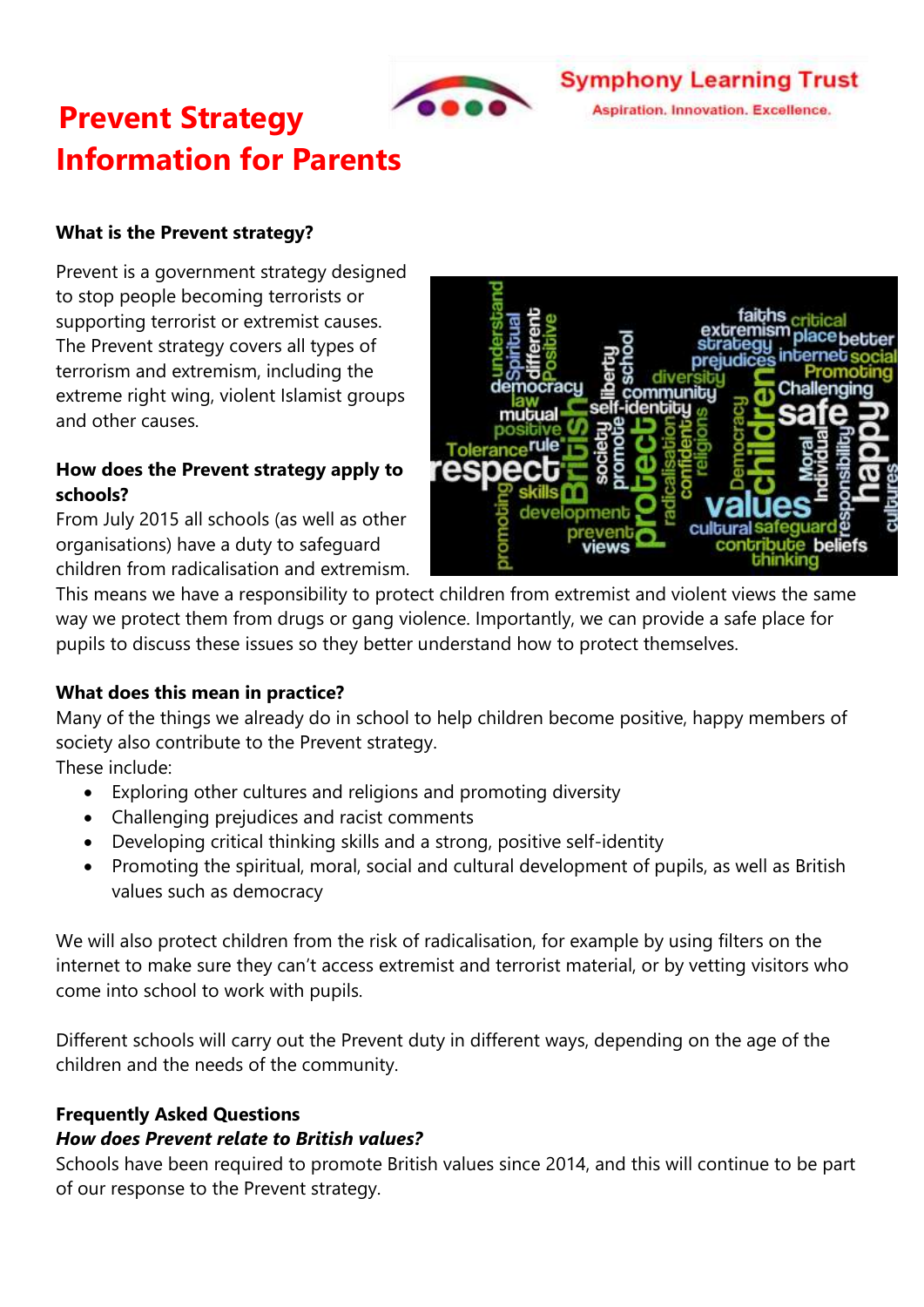Symphony Learning Trust

Aspiration. Innovation. Excellence.

# Prevent Strategy Information for Parents

**What is the Prevent strategy?**

Prevent is a government strategy designed to stop people becoming terrorists or supporting terrorist or extremist causes. The Prevent strategy covers all types of terrorism and extremism, including the extreme right wing, violent Islamist groups and other causes.

**How does the Prevent strategy apply to schools?**

From July 2015 all schools (as well as other organisations) have a duty to safeguard children from radicalisation and extremism. This means we have a responsibility to protect children from extremist and violent views the same way we protect them from drugs or gang violence. Importantly, we can provide a safe place for pupils to discuss these issues so they better understand how to protect themselves.

**What does this mean in practice?**

Many of the things we already do in school to help children become positive, happy members of society also contribute to the Prevent strategy.

These include:

- Exploring other cultures and religions and promoting diversity
- Challenging prejudices and racist comments
- Developing critical thinking skills and a strong, positive self-identity
- Promoting the spiritual, moral, social and cultural development of pupils, as well as British values such as democracy

We will also protect children from the risk of radicalisation, for example by using filters on the internet to make sure they can't access extremist and terrorist material, or by vetting visitors who come into school to work with pupils.

Different schools will carry out the Prevent duty in different ways, depending on the age of the children and the needs of the community.

**Frequently Asked Questions**

***How does Prevent relate to British values?***

Schools have been required to promote British values since 2014, and this will continue to be part of our response to the Prevent strategy.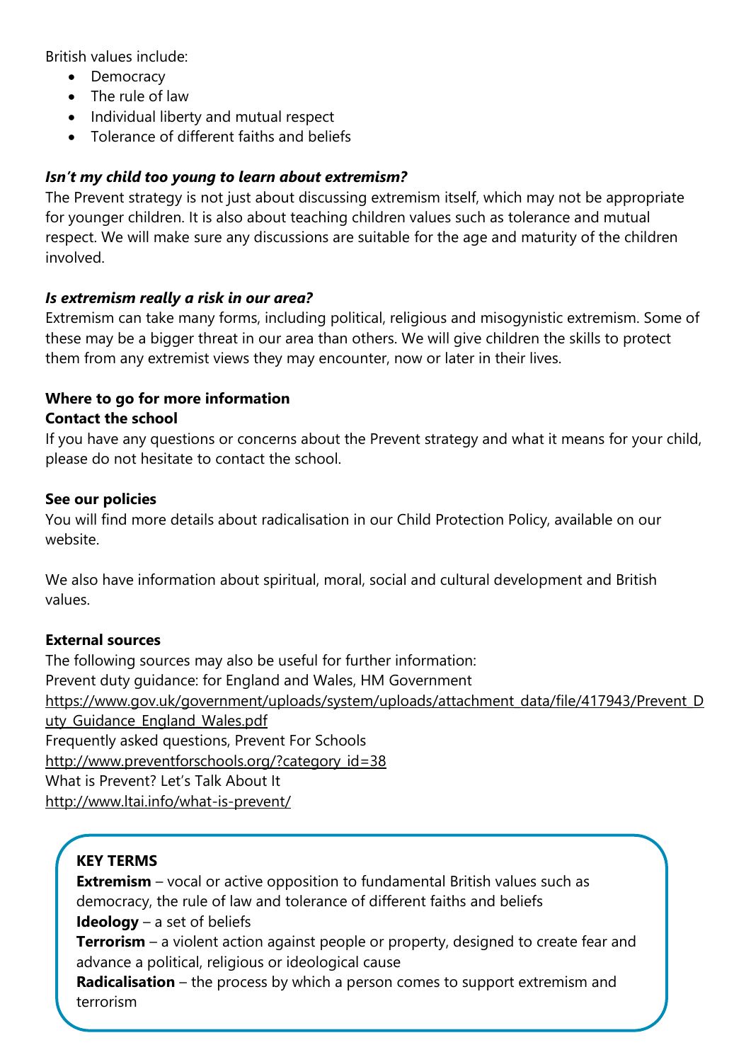British values include:

- Democracy
- The rule of law
- Individual liberty and mutual respect
- Tolerance of different faiths and beliefs

***Isn't my child too young to learn about extremism?***

The Prevent strategy is not just about discussing extremism itself, which may not be appropriate for younger children. It is also about teaching children values such as tolerance and mutual respect. We will make sure any discussions are suitable for the age and maturity of the children involved.

***Is extremism really a risk in our area?***

Extremism can take many forms, including political, religious and misogynistic extremism. Some of these may be a bigger threat in our area than others. We will give children the skills to protect them from any extremist views they may encounter, now or later in their lives.

**Where to go for more information**

**Contact the school**

If you have any questions or concerns about the Prevent strategy and what it means for your child, please do not hesitate to contact the school.

**See our policies**

You will find more details about radicalisation in our Child Protection Policy, available on our website.

We also have information about spiritual, moral, social and cultural development and British values.

**External sources**

The following sources may also be useful for further information:

Prevent duty guidance: for England and Wales, HM Government

https://www.gov.uk/government/uploads/system/uploads/attachment_data/file/417943/Prevent_Duty_Guidance_England_Wales.pdf

Frequently asked questions, Prevent For Schools

http://www.preventforschools.org/?category_id=38

What is Prevent? Let's Talk About It

http://www.ltai.info/what-is-prevent/

**KEY TERMS**

**Extremism** – vocal or active opposition to fundamental British values such as democracy, the rule of law and tolerance of different faiths and beliefs

**Ideology** – a set of beliefs

**Terrorism** – a violent action against people or property, designed to create fear and advance a political, religious or ideological cause

**Radicalisation** – the process by which a person comes to support extremism and terrorism